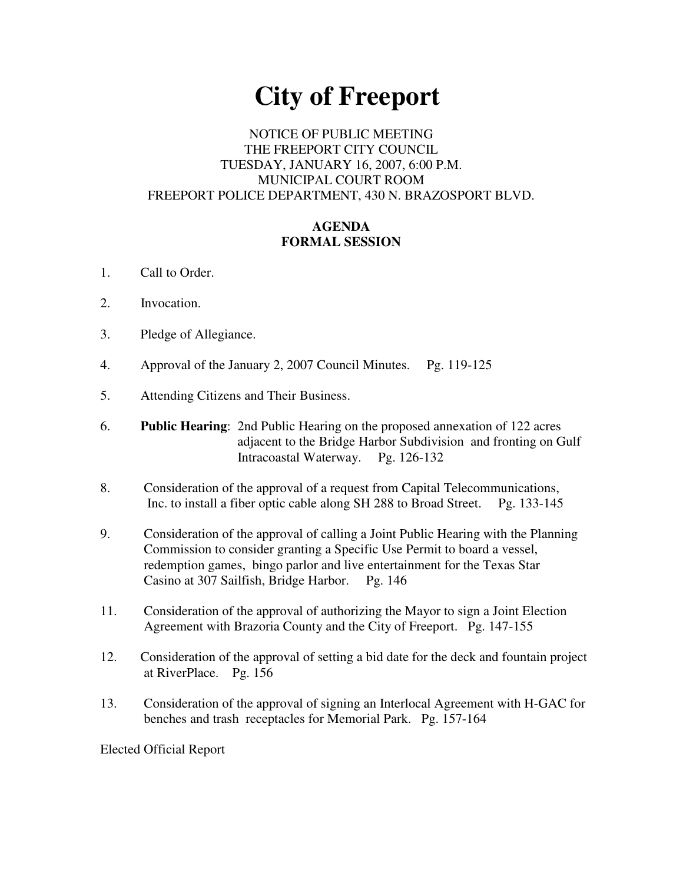# City of Freeport

NOTICE OF PUBLIC MEETING
THE FREEPORT CITY COUNCIL
TUESDAY, JANUARY 16, 2007, 6:00 P.M.
MUNICIPAL COURT ROOM
FREEPORT POLICE DEPARTMENT, 430 N. BRAZOSPORT BLVD.

**AGENDA**
**FORMAL SESSION**

1. Call to Order.

2. Invocation.

3. Pledge of Allegiance.

4. Approval of the January 2, 2007 Council Minutes. Pg. 119-125

5. Attending Citizens and Their Business.

6. **Public Hearing**: 2nd Public Hearing on the proposed annexation of 122 acres adjacent to the Bridge Harbor Subdivision and fronting on Gulf Intracoastal Waterway. Pg. 126-132

8. Consideration of the approval of a request from Capital Telecommunications, Inc. to install a fiber optic cable along SH 288 to Broad Street. Pg. 133-145

9. Consideration of the approval of calling a Joint Public Hearing with the Planning Commission to consider granting a Specific Use Permit to board a vessel, redemption games, bingo parlor and live entertainment for the Texas Star Casino at 307 Sailfish, Bridge Harbor. Pg. 146

11. Consideration of the approval of authorizing the Mayor to sign a Joint Election Agreement with Brazoria County and the City of Freeport. Pg. 147-155

12. Consideration of the approval of setting a bid date for the deck and fountain project at RiverPlace. Pg. 156

13. Consideration of the approval of signing an Interlocal Agreement with H-GAC for benches and trash receptacles for Memorial Park. Pg. 157-164

Elected Official Report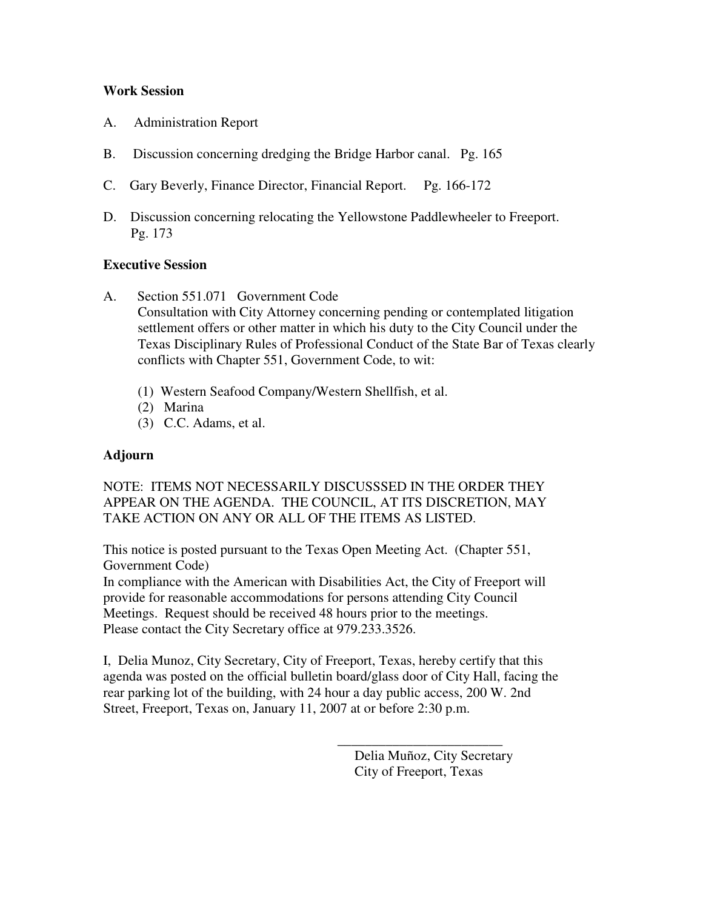**Work Session**

A. Administration Report

B. Discussion concerning dredging the Bridge Harbor canal. Pg. 165

C. Gary Beverly, Finance Director, Financial Report. Pg. 166-172

D. Discussion concerning relocating the Yellowstone Paddlewheeler to Freeport. Pg. 173

**Executive Session**

A. Section 551.071 Government Code
Consultation with City Attorney concerning pending or contemplated litigation settlement offers or other matter in which his duty to the City Council under the Texas Disciplinary Rules of Professional Conduct of the State Bar of Texas clearly conflicts with Chapter 551, Government Code, to wit:

(1) Western Seafood Company/Western Shellfish, et al.
(2) Marina
(3) C.C. Adams, et al.

**Adjourn**

NOTE: ITEMS NOT NECESSARILY DISCUSSSED IN THE ORDER THEY APPEAR ON THE AGENDA. THE COUNCIL, AT ITS DISCRETION, MAY TAKE ACTION ON ANY OR ALL OF THE ITEMS AS LISTED.

This notice is posted pursuant to the Texas Open Meeting Act. (Chapter 551, Government Code)
In compliance with the American with Disabilities Act, the City of Freeport will provide for reasonable accommodations for persons attending City Council Meetings. Request should be received 48 hours prior to the meetings. Please contact the City Secretary office at 979.233.3526.

I, Delia Munoz, City Secretary, City of Freeport, Texas, hereby certify that this agenda was posted on the official bulletin board/glass door of City Hall, facing the rear parking lot of the building, with 24 hour a day public access, 200 W. 2nd Street, Freeport, Texas on, January 11, 2007 at or before 2:30 p.m.

\_\_\_\_\_\_\_\_\_\_\_\_\_\_\_\_\_\_\_\_\_\_\_\_\_

Delia Muñoz, City Secretary
City of Freeport, Texas